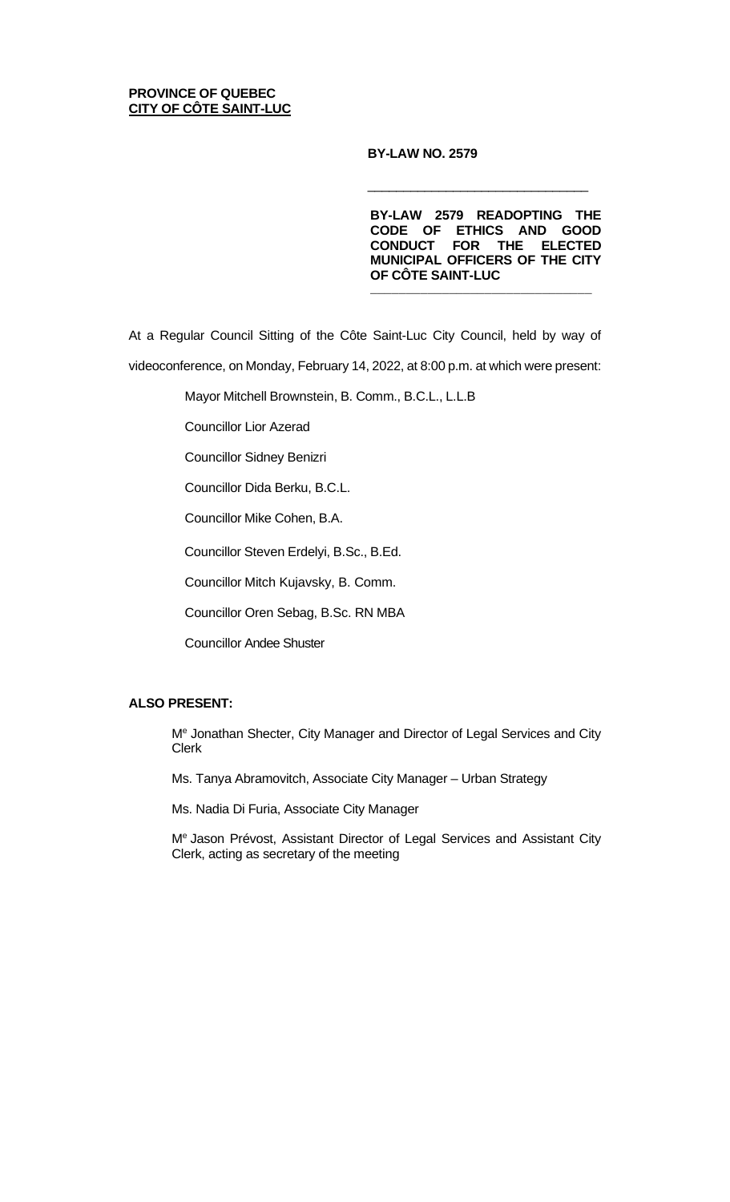**PROVINCE OF QUEBEC**
**CITY OF CÔTE SAINT-LUC**

**BY-LAW NO. 2579**

---

**BY-LAW 2579 READOPTING THE CODE OF ETHICS AND GOOD CONDUCT FOR THE ELECTED MUNICIPAL OFFICERS OF THE CITY OF CÔTE SAINT-LUC**

---

At a Regular Council Sitting of the Côte Saint-Luc City Council, held by way of videoconference, on Monday, February 14, 2022, at 8:00 p.m. at which were present:

Mayor Mitchell Brownstein, B. Comm., B.C.L., L.L.B

Councillor Lior Azerad

Councillor Sidney Benizri

Councillor Dida Berku, B.C.L.

Councillor Mike Cohen, B.A.

Councillor Steven Erdelyi, B.Sc., B.Ed.

Councillor Mitch Kujavsky, B. Comm.

Councillor Oren Sebag, B.Sc. RN MBA

Councillor Andee Shuster

**ALSO PRESENT:**

Me Jonathan Shecter, City Manager and Director of Legal Services and City Clerk

Ms. Tanya Abramovitch, Associate City Manager – Urban Strategy

Ms. Nadia Di Furia, Associate City Manager

Me Jason Prévost, Assistant Director of Legal Services and Assistant City Clerk, acting as secretary of the meeting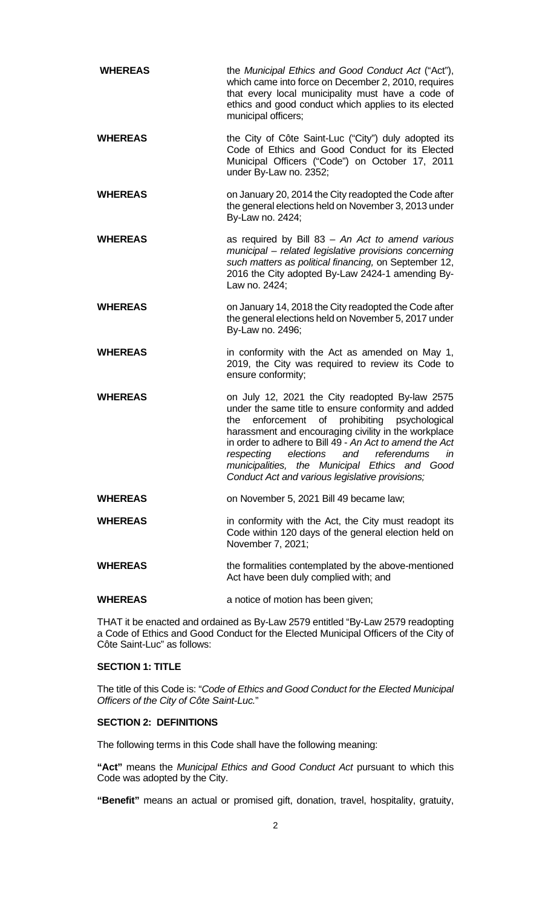**WHEREAS** the *Municipal Ethics and Good Conduct Act* ("Act"), which came into force on December 2, 2010, requires that every local municipality must have a code of ethics and good conduct which applies to its elected municipal officers;

**WHEREAS** the City of Côte Saint-Luc ("City") duly adopted its Code of Ethics and Good Conduct for its Elected Municipal Officers ("Code") on October 17, 2011 under By-Law no. 2352;

**WHEREAS** on January 20, 2014 the City readopted the Code after the general elections held on November 3, 2013 under By-Law no. 2424;

**WHEREAS** as required by Bill 83 – *An Act to amend various municipal – related legislative provisions concerning such matters as political financing,* on September 12, 2016 the City adopted By-Law 2424-1 amending By-Law no. 2424;

**WHEREAS** on January 14, 2018 the City readopted the Code after the general elections held on November 5, 2017 under By-Law no. 2496;

**WHEREAS** in conformity with the Act as amended on May 1, 2019, the City was required to review its Code to ensure conformity;

**WHEREAS** on July 12, 2021 the City readopted By-law 2575 under the same title to ensure conformity and added the enforcement of prohibiting psychological harassment and encouraging civility in the workplace in order to adhere to Bill 49 - *An Act to amend the Act respecting elections and referendums in municipalities, the Municipal Ethics and Good Conduct Act and various legislative provisions;*

**WHEREAS** on November 5, 2021 Bill 49 became law;

**WHEREAS** in conformity with the Act, the City must readopt its Code within 120 days of the general election held on November 7, 2021;

**WHEREAS** the formalities contemplated by the above-mentioned Act have been duly complied with; and

**WHEREAS** a notice of motion has been given;

THAT it be enacted and ordained as By-Law 2579 entitled "By-Law 2579 readopting a Code of Ethics and Good Conduct for the Elected Municipal Officers of the City of Côte Saint-Luc" as follows:

## SECTION 1: TITLE

The title of this Code is: "*Code of Ethics and Good Conduct for the Elected Municipal Officers of the City of Côte Saint-Luc.*"

## SECTION 2: DEFINITIONS

The following terms in this Code shall have the following meaning:

**"Act"** means the *Municipal Ethics and Good Conduct Act* pursuant to which this Code was adopted by the City.

**"Benefit"** means an actual or promised gift, donation, travel, hospitality, gratuity,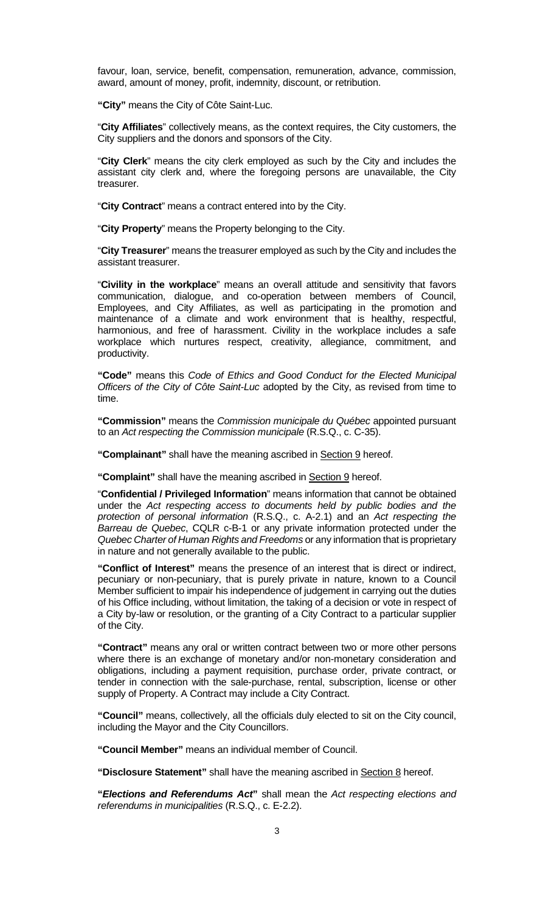favour, loan, service, benefit, compensation, remuneration, advance, commission, award, amount of money, profit, indemnity, discount, or retribution.

**"City"** means the City of Côte Saint-Luc.

"**City Affiliates**" collectively means, as the context requires, the City customers, the City suppliers and the donors and sponsors of the City.

"**City Clerk**" means the city clerk employed as such by the City and includes the assistant city clerk and, where the foregoing persons are unavailable, the City treasurer.

"**City Contract**" means a contract entered into by the City.

"**City Property**" means the Property belonging to the City.

"**City Treasurer**" means the treasurer employed as such by the City and includes the assistant treasurer.

"**Civility in the workplace**" means an overall attitude and sensitivity that favors communication, dialogue, and co-operation between members of Council, Employees, and City Affiliates, as well as participating in the promotion and maintenance of a climate and work environment that is healthy, respectful, harmonious, and free of harassment. Civility in the workplace includes a safe workplace which nurtures respect, creativity, allegiance, commitment, and productivity.

**"Code"** means this *Code of Ethics and Good Conduct for the Elected Municipal Officers of the City of Côte Saint-Luc* adopted by the City, as revised from time to time.

**"Commission"** means the *Commission municipale du Québec* appointed pursuant to an *Act respecting the Commission municipale* (R.S.Q., c. C-35).

**"Complainant"** shall have the meaning ascribed in Section 9 hereof.

**"Complaint"** shall have the meaning ascribed in Section 9 hereof.

"**Confidential / Privileged Information**" means information that cannot be obtained under the *Act respecting access to documents held by public bodies and the protection of personal information* (R.S.Q., c. A-2.1) and an *Act respecting the Barreau de Quebec*, CQLR c-B-1 or any private information protected under the *Quebec Charter of Human Rights and Freedoms* or any information that is proprietary in nature and not generally available to the public.

**"Conflict of Interest"** means the presence of an interest that is direct or indirect, pecuniary or non-pecuniary, that is purely private in nature, known to a Council Member sufficient to impair his independence of judgement in carrying out the duties of his Office including, without limitation, the taking of a decision or vote in respect of a City by-law or resolution, or the granting of a City Contract to a particular supplier of the City.

**"Contract"** means any oral or written contract between two or more other persons where there is an exchange of monetary and/or non-monetary consideration and obligations, including a payment requisition, purchase order, private contract, or tender in connection with the sale-purchase, rental, subscription, license or other supply of Property. A Contract may include a City Contract.

**"Council"** means, collectively, all the officials duly elected to sit on the City council, including the Mayor and the City Councillors.

**"Council Member"** means an individual member of Council.

**"Disclosure Statement"** shall have the meaning ascribed in Section 8 hereof.

**"*Elections and Referendums Act*"** shall mean the *Act respecting elections and referendums in municipalities* (R.S.Q., c. E-2.2).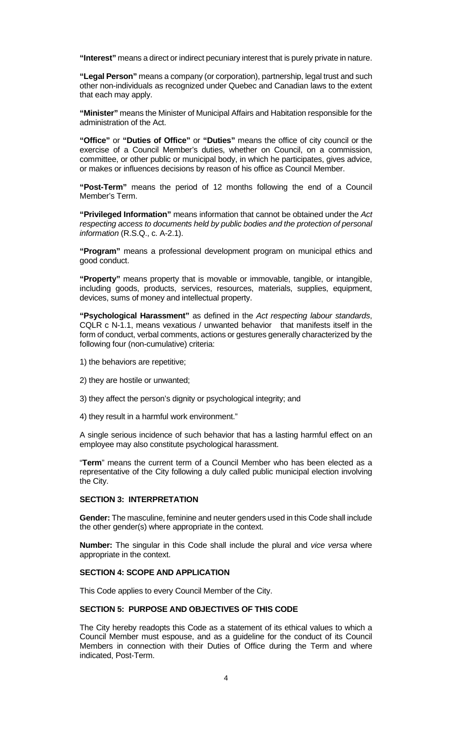**"Interest"** means a direct or indirect pecuniary interest that is purely private in nature.

**"Legal Person"** means a company (or corporation), partnership, legal trust and such other non-individuals as recognized under Quebec and Canadian laws to the extent that each may apply.

**"Minister"** means the Minister of Municipal Affairs and Habitation responsible for the administration of the Act.

**"Office"** or **"Duties of Office"** or **"Duties"** means the office of city council or the exercise of a Council Member's duties, whether on Council, on a commission, committee, or other public or municipal body, in which he participates, gives advice, or makes or influences decisions by reason of his office as Council Member.

**"Post-Term"** means the period of 12 months following the end of a Council Member's Term.

**"Privileged Information"** means information that cannot be obtained under the *Act respecting access to documents held by public bodies and the protection of personal information* (R.S.Q., c. A-2.1).

**"Program"** means a professional development program on municipal ethics and good conduct.

**"Property"** means property that is movable or immovable, tangible, or intangible, including goods, products, services, resources, materials, supplies, equipment, devices, sums of money and intellectual property.

**"Psychological Harassment"** as defined in the *Act respecting labour standards*, CQLR c N-1.1, means vexatious / unwanted behavior that manifests itself in the form of conduct, verbal comments, actions or gestures generally characterized by the following four (non-cumulative) criteria:

1) the behaviors are repetitive;

2) they are hostile or unwanted;

3) they affect the person's dignity or psychological integrity; and

4) they result in a harmful work environment."

A single serious incidence of such behavior that has a lasting harmful effect on an employee may also constitute psychological harassment.

"**Term**" means the current term of a Council Member who has been elected as a representative of the City following a duly called public municipal election involving the City.

### SECTION 3: INTERPRETATION

**Gender:** The masculine, feminine and neuter genders used in this Code shall include the other gender(s) where appropriate in the context.

**Number:** The singular in this Code shall include the plural and *vice versa* where appropriate in the context.

### SECTION 4: SCOPE AND APPLICATION

This Code applies to every Council Member of the City.

### SECTION 5: PURPOSE AND OBJECTIVES OF THIS CODE

The City hereby readopts this Code as a statement of its ethical values to which a Council Member must espouse, and as a guideline for the conduct of its Council Members in connection with their Duties of Office during the Term and where indicated, Post-Term.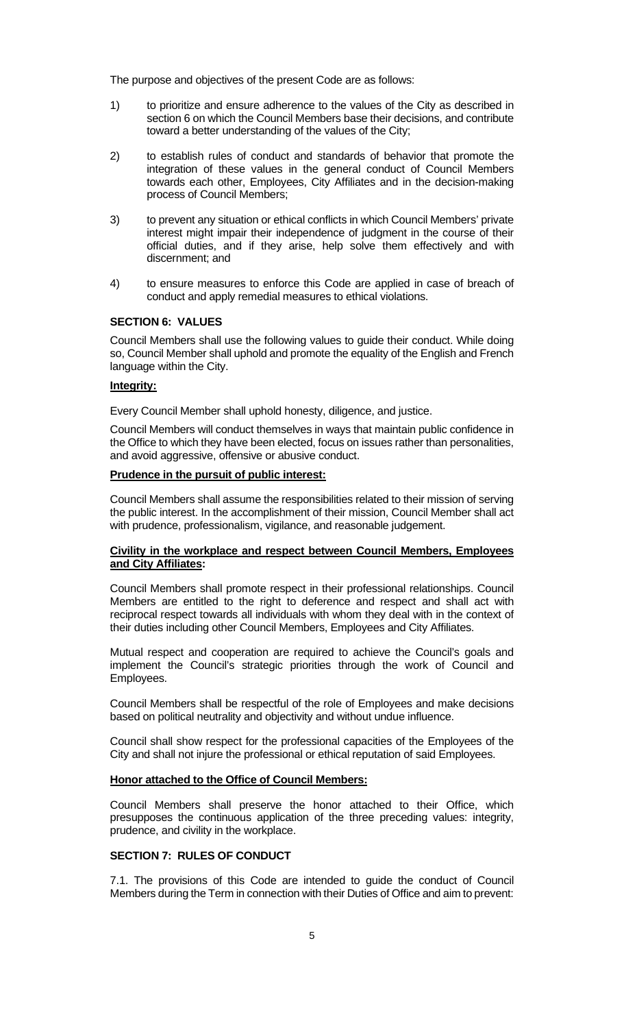The purpose and objectives of the present Code are as follows:

1) to prioritize and ensure adherence to the values of the City as described in section 6 on which the Council Members base their decisions, and contribute toward a better understanding of the values of the City;

2) to establish rules of conduct and standards of behavior that promote the integration of these values in the general conduct of Council Members towards each other, Employees, City Affiliates and in the decision-making process of Council Members;

3) to prevent any situation or ethical conflicts in which Council Members' private interest might impair their independence of judgment in the course of their official duties, and if they arise, help solve them effectively and with discernment; and

4) to ensure measures to enforce this Code are applied in case of breach of conduct and apply remedial measures to ethical violations.

## SECTION 6: VALUES

Council Members shall use the following values to guide their conduct. While doing so, Council Member shall uphold and promote the equality of the English and French language within the City.

### Integrity:

Every Council Member shall uphold honesty, diligence, and justice.

Council Members will conduct themselves in ways that maintain public confidence in the Office to which they have been elected, focus on issues rather than personalities, and avoid aggressive, offensive or abusive conduct.

### Prudence in the pursuit of public interest:

Council Members shall assume the responsibilities related to their mission of serving the public interest. In the accomplishment of their mission, Council Member shall act with prudence, professionalism, vigilance, and reasonable judgement.

### Civility in the workplace and respect between Council Members, Employees and City Affiliates:

Council Members shall promote respect in their professional relationships. Council Members are entitled to the right to deference and respect and shall act with reciprocal respect towards all individuals with whom they deal with in the context of their duties including other Council Members, Employees and City Affiliates.

Mutual respect and cooperation are required to achieve the Council's goals and implement the Council's strategic priorities through the work of Council and Employees.

Council Members shall be respectful of the role of Employees and make decisions based on political neutrality and objectivity and without undue influence.

Council shall show respect for the professional capacities of the Employees of the City and shall not injure the professional or ethical reputation of said Employees.

### Honor attached to the Office of Council Members:

Council Members shall preserve the honor attached to their Office, which presupposes the continuous application of the three preceding values: integrity, prudence, and civility in the workplace.

## SECTION 7: RULES OF CONDUCT

7.1. The provisions of this Code are intended to guide the conduct of Council Members during the Term in connection with their Duties of Office and aim to prevent: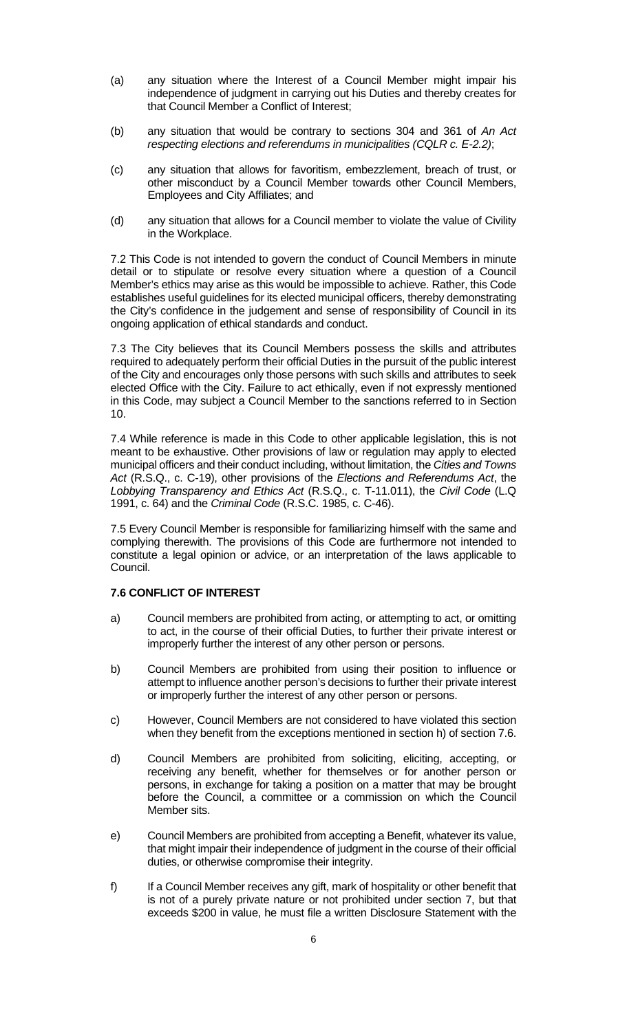(a) any situation where the Interest of a Council Member might impair his independence of judgment in carrying out his Duties and thereby creates for that Council Member a Conflict of Interest;

(b) any situation that would be contrary to sections 304 and 361 of *An Act respecting elections and referendums in municipalities (CQLR c. E-2.2)*;

(c) any situation that allows for favoritism, embezzlement, breach of trust, or other misconduct by a Council Member towards other Council Members, Employees and City Affiliates; and

(d) any situation that allows for a Council member to violate the value of Civility in the Workplace.

7.2 This Code is not intended to govern the conduct of Council Members in minute detail or to stipulate or resolve every situation where a question of a Council Member's ethics may arise as this would be impossible to achieve. Rather, this Code establishes useful guidelines for its elected municipal officers, thereby demonstrating the City's confidence in the judgement and sense of responsibility of Council in its ongoing application of ethical standards and conduct.

7.3 The City believes that its Council Members possess the skills and attributes required to adequately perform their official Duties in the pursuit of the public interest of the City and encourages only those persons with such skills and attributes to seek elected Office with the City. Failure to act ethically, even if not expressly mentioned in this Code, may subject a Council Member to the sanctions referred to in Section 10.

7.4 While reference is made in this Code to other applicable legislation, this is not meant to be exhaustive. Other provisions of law or regulation may apply to elected municipal officers and their conduct including, without limitation, the *Cities and Towns Act* (R.S.Q., c. C-19), other provisions of the *Elections and Referendums Act*, the *Lobbying Transparency and Ethics Act* (R.S.Q., c. T-11.011), the *Civil Code* (L.Q 1991, c. 64) and the *Criminal Code* (R.S.C. 1985, c. C-46).

7.5 Every Council Member is responsible for familiarizing himself with the same and complying therewith. The provisions of this Code are furthermore not intended to constitute a legal opinion or advice, or an interpretation of the laws applicable to Council.

**7.6 CONFLICT OF INTEREST**

a) Council members are prohibited from acting, or attempting to act, or omitting to act, in the course of their official Duties, to further their private interest or improperly further the interest of any other person or persons.

b) Council Members are prohibited from using their position to influence or attempt to influence another person's decisions to further their private interest or improperly further the interest of any other person or persons.

c) However, Council Members are not considered to have violated this section when they benefit from the exceptions mentioned in section h) of section 7.6.

d) Council Members are prohibited from soliciting, eliciting, accepting, or receiving any benefit, whether for themselves or for another person or persons, in exchange for taking a position on a matter that may be brought before the Council, a committee or a commission on which the Council Member sits.

e) Council Members are prohibited from accepting a Benefit, whatever its value, that might impair their independence of judgment in the course of their official duties, or otherwise compromise their integrity.

f) If a Council Member receives any gift, mark of hospitality or other benefit that is not of a purely private nature or not prohibited under section 7, but that exceeds $200 in value, he must file a written Disclosure Statement with the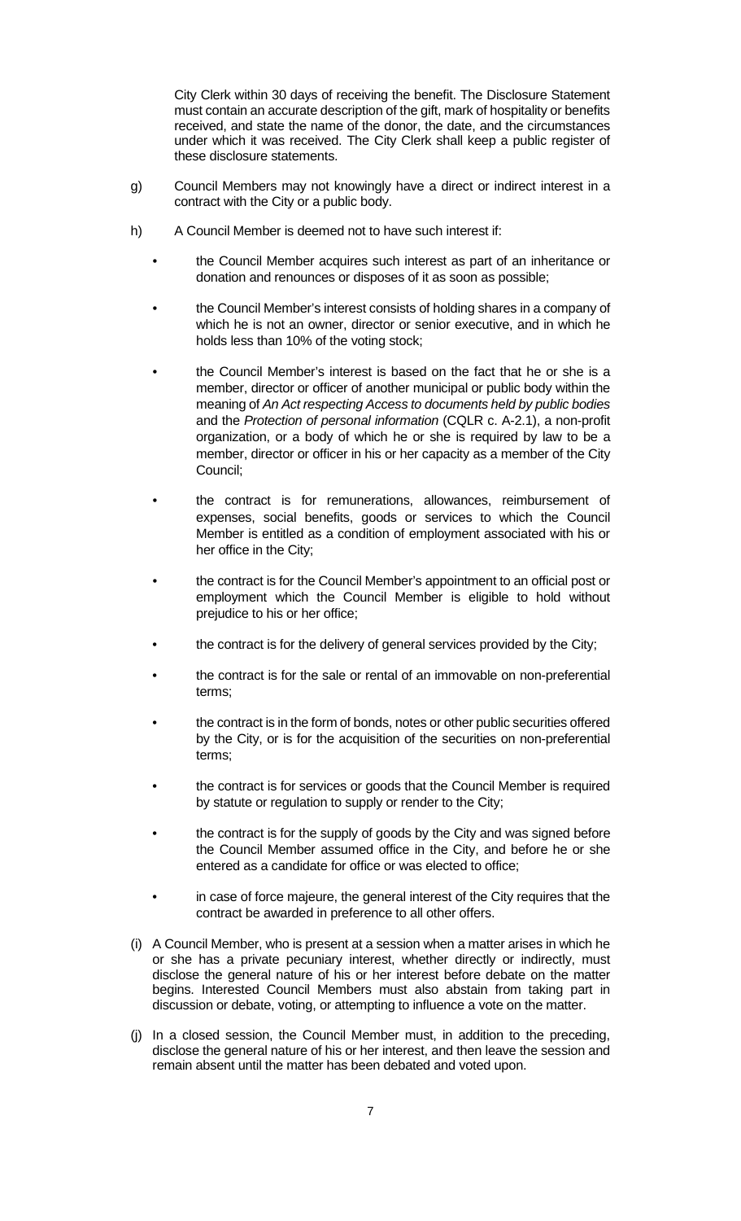City Clerk within 30 days of receiving the benefit. The Disclosure Statement must contain an accurate description of the gift, mark of hospitality or benefits received, and state the name of the donor, the date, and the circumstances under which it was received. The City Clerk shall keep a public register of these disclosure statements.

g) Council Members may not knowingly have a direct or indirect interest in a contract with the City or a public body.

h) A Council Member is deemed not to have such interest if:

- the Council Member acquires such interest as part of an inheritance or donation and renounces or disposes of it as soon as possible;
- the Council Member's interest consists of holding shares in a company of which he is not an owner, director or senior executive, and in which he holds less than 10% of the voting stock;
- the Council Member's interest is based on the fact that he or she is a member, director or officer of another municipal or public body within the meaning of *An Act respecting Access to documents held by public bodies* and the *Protection of personal information* (CQLR c. A-2.1), a non-profit organization, or a body of which he or she is required by law to be a member, director or officer in his or her capacity as a member of the City Council;
- the contract is for remunerations, allowances, reimbursement of expenses, social benefits, goods or services to which the Council Member is entitled as a condition of employment associated with his or her office in the City;
- the contract is for the Council Member's appointment to an official post or employment which the Council Member is eligible to hold without prejudice to his or her office;
- the contract is for the delivery of general services provided by the City;
- the contract is for the sale or rental of an immovable on non-preferential terms;
- the contract is in the form of bonds, notes or other public securities offered by the City, or is for the acquisition of the securities on non-preferential terms;
- the contract is for services or goods that the Council Member is required by statute or regulation to supply or render to the City;
- the contract is for the supply of goods by the City and was signed before the Council Member assumed office in the City, and before he or she entered as a candidate for office or was elected to office;
- in case of force majeure, the general interest of the City requires that the contract be awarded in preference to all other offers.

(i) A Council Member, who is present at a session when a matter arises in which he or she has a private pecuniary interest, whether directly or indirectly, must disclose the general nature of his or her interest before debate on the matter begins. Interested Council Members must also abstain from taking part in discussion or debate, voting, or attempting to influence a vote on the matter.

(j) In a closed session, the Council Member must, in addition to the preceding, disclose the general nature of his or her interest, and then leave the session and remain absent until the matter has been debated and voted upon.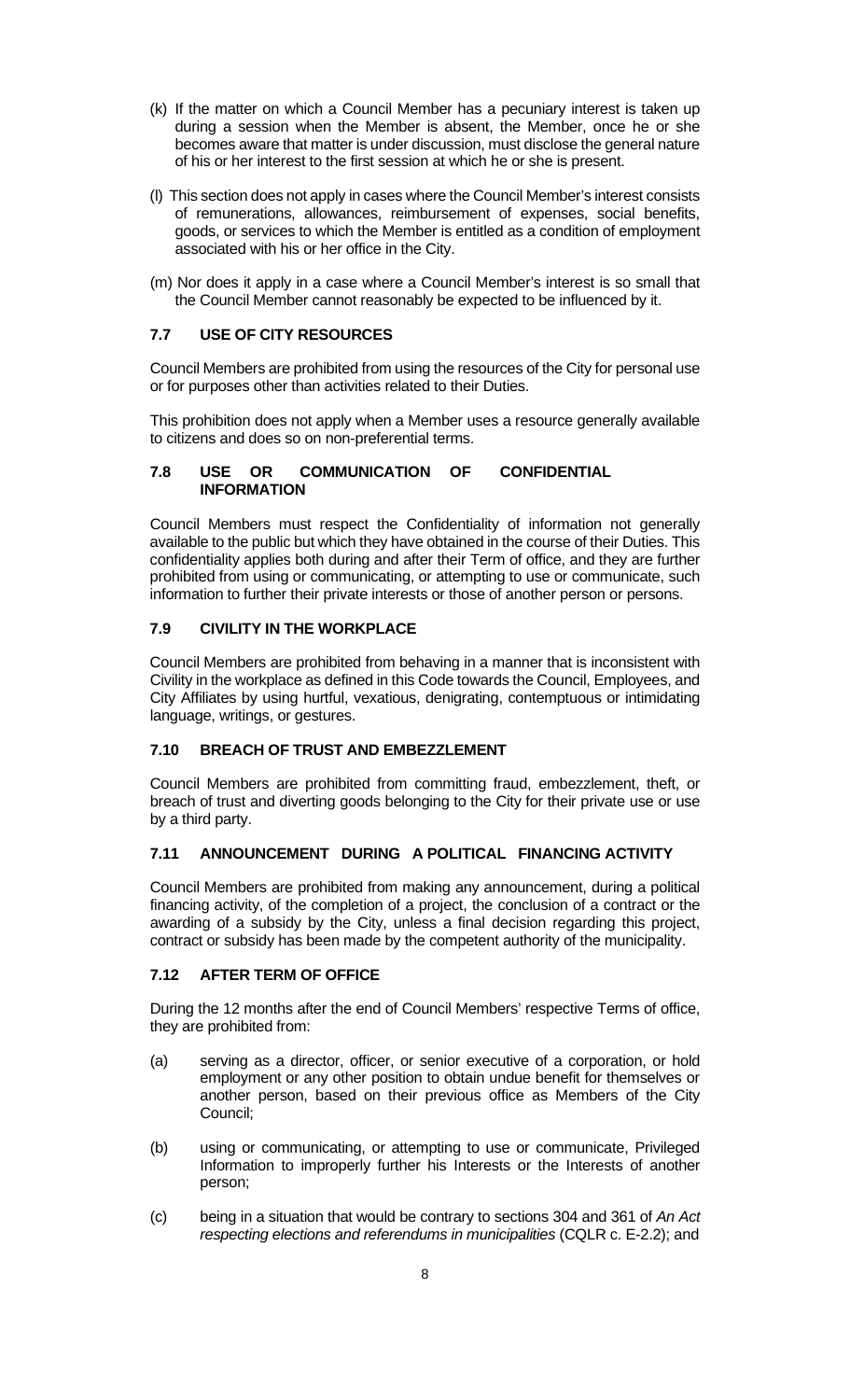(k) If the matter on which a Council Member has a pecuniary interest is taken up during a session when the Member is absent, the Member, once he or she becomes aware that matter is under discussion, must disclose the general nature of his or her interest to the first session at which he or she is present.

(l) This section does not apply in cases where the Council Member's interest consists of remunerations, allowances, reimbursement of expenses, social benefits, goods, or services to which the Member is entitled as a condition of employment associated with his or her office in the City.

(m) Nor does it apply in a case where a Council Member's interest is so small that the Council Member cannot reasonably be expected to be influenced by it.

### 7.7 USE OF CITY RESOURCES

Council Members are prohibited from using the resources of the City for personal use or for purposes other than activities related to their Duties.

This prohibition does not apply when a Member uses a resource generally available to citizens and does so on non-preferential terms.

### 7.8 USE OR COMMUNICATION OF CONFIDENTIAL INFORMATION

Council Members must respect the Confidentiality of information not generally available to the public but which they have obtained in the course of their Duties. This confidentiality applies both during and after their Term of office, and they are further prohibited from using or communicating, or attempting to use or communicate, such information to further their private interests or those of another person or persons.

### 7.9 CIVILITY IN THE WORKPLACE

Council Members are prohibited from behaving in a manner that is inconsistent with Civility in the workplace as defined in this Code towards the Council, Employees, and City Affiliates by using hurtful, vexatious, denigrating, contemptuous or intimidating language, writings, or gestures.

### 7.10 BREACH OF TRUST AND EMBEZZLEMENT

Council Members are prohibited from committing fraud, embezzlement, theft, or breach of trust and diverting goods belonging to the City for their private use or use by a third party.

### 7.11 ANNOUNCEMENT DURING A POLITICAL FINANCING ACTIVITY

Council Members are prohibited from making any announcement, during a political financing activity, of the completion of a project, the conclusion of a contract or the awarding of a subsidy by the City, unless a final decision regarding this project, contract or subsidy has been made by the competent authority of the municipality.

### 7.12 AFTER TERM OF OFFICE

During the 12 months after the end of Council Members' respective Terms of office, they are prohibited from:

(a) serving as a director, officer, or senior executive of a corporation, or hold employment or any other position to obtain undue benefit for themselves or another person, based on their previous office as Members of the City Council;

(b) using or communicating, or attempting to use or communicate, Privileged Information to improperly further his Interests or the Interests of another person;

(c) being in a situation that would be contrary to sections 304 and 361 of *An Act respecting elections and referendums in municipalities* (CQLR c. E-2.2); and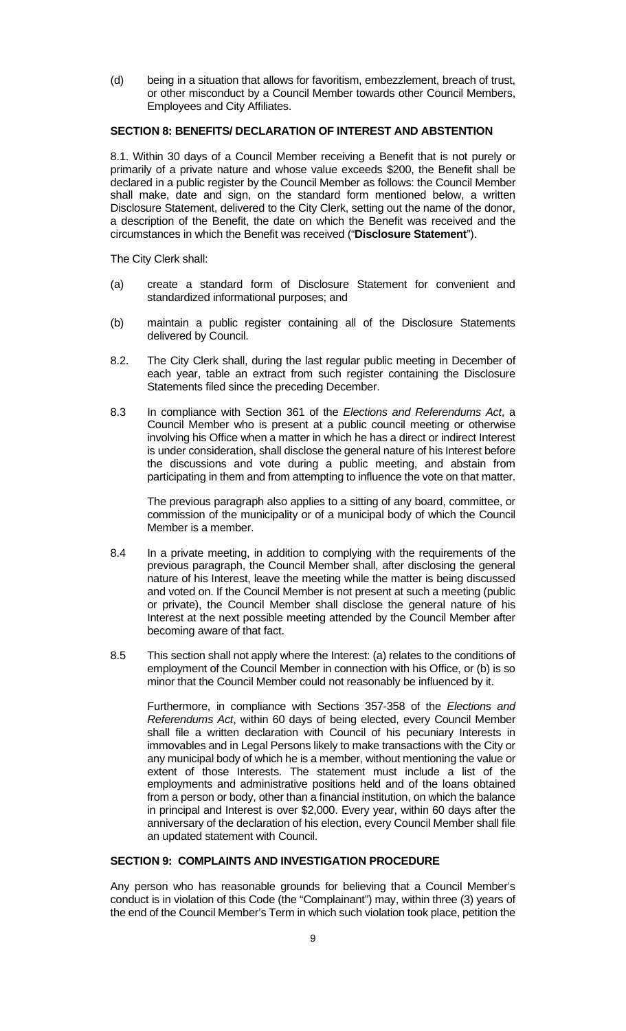(d) being in a situation that allows for favoritism, embezzlement, breach of trust, or other misconduct by a Council Member towards other Council Members, Employees and City Affiliates.

## SECTION 8: BENEFITS/ DECLARATION OF INTEREST AND ABSTENTION

8.1. Within 30 days of a Council Member receiving a Benefit that is not purely or primarily of a private nature and whose value exceeds $200, the Benefit shall be declared in a public register by the Council Member as follows: the Council Member shall make, date and sign, on the standard form mentioned below, a written Disclosure Statement, delivered to the City Clerk, setting out the name of the donor, a description of the Benefit, the date on which the Benefit was received and the circumstances in which the Benefit was received ("**Disclosure Statement**").

The City Clerk shall:

(a) create a standard form of Disclosure Statement for convenient and standardized informational purposes; and

(b) maintain a public register containing all of the Disclosure Statements delivered by Council.

8.2. The City Clerk shall, during the last regular public meeting in December of each year, table an extract from such register containing the Disclosure Statements filed since the preceding December.

8.3 In compliance with Section 361 of the *Elections and Referendums Act*, a Council Member who is present at a public council meeting or otherwise involving his Office when a matter in which he has a direct or indirect Interest is under consideration, shall disclose the general nature of his Interest before the discussions and vote during a public meeting, and abstain from participating in them and from attempting to influence the vote on that matter.

The previous paragraph also applies to a sitting of any board, committee, or commission of the municipality or of a municipal body of which the Council Member is a member.

8.4 In a private meeting, in addition to complying with the requirements of the previous paragraph, the Council Member shall, after disclosing the general nature of his Interest, leave the meeting while the matter is being discussed and voted on. If the Council Member is not present at such a meeting (public or private), the Council Member shall disclose the general nature of his Interest at the next possible meeting attended by the Council Member after becoming aware of that fact.

8.5 This section shall not apply where the Interest: (a) relates to the conditions of employment of the Council Member in connection with his Office, or (b) is so minor that the Council Member could not reasonably be influenced by it.

Furthermore, in compliance with Sections 357-358 of the *Elections and Referendums Act*, within 60 days of being elected, every Council Member shall file a written declaration with Council of his pecuniary Interests in immovables and in Legal Persons likely to make transactions with the City or any municipal body of which he is a member, without mentioning the value or extent of those Interests. The statement must include a list of the employments and administrative positions held and of the loans obtained from a person or body, other than a financial institution, on which the balance in principal and Interest is over $2,000. Every year, within 60 days after the anniversary of the declaration of his election, every Council Member shall file an updated statement with Council.

## SECTION 9: COMPLAINTS AND INVESTIGATION PROCEDURE

Any person who has reasonable grounds for believing that a Council Member's conduct is in violation of this Code (the "Complainant") may, within three (3) years of the end of the Council Member's Term in which such violation took place, petition the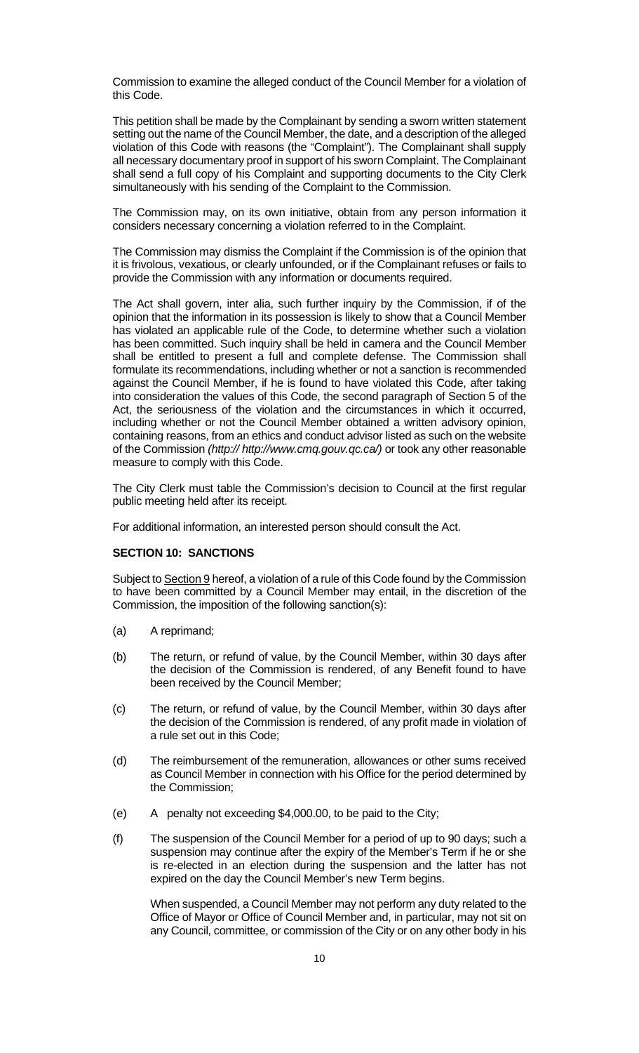Commission to examine the alleged conduct of the Council Member for a violation of this Code.

This petition shall be made by the Complainant by sending a sworn written statement setting out the name of the Council Member, the date, and a description of the alleged violation of this Code with reasons (the "Complaint"). The Complainant shall supply all necessary documentary proof in support of his sworn Complaint. The Complainant shall send a full copy of his Complaint and supporting documents to the City Clerk simultaneously with his sending of the Complaint to the Commission.

The Commission may, on its own initiative, obtain from any person information it considers necessary concerning a violation referred to in the Complaint.

The Commission may dismiss the Complaint if the Commission is of the opinion that it is frivolous, vexatious, or clearly unfounded, or if the Complainant refuses or fails to provide the Commission with any information or documents required.

The Act shall govern, inter alia, such further inquiry by the Commission, if of the opinion that the information in its possession is likely to show that a Council Member has violated an applicable rule of the Code, to determine whether such a violation has been committed. Such inquiry shall be held in camera and the Council Member shall be entitled to present a full and complete defense. The Commission shall formulate its recommendations, including whether or not a sanction is recommended against the Council Member, if he is found to have violated this Code, after taking into consideration the values of this Code, the second paragraph of Section 5 of the Act, the seriousness of the violation and the circumstances in which it occurred, including whether or not the Council Member obtained a written advisory opinion, containing reasons, from an ethics and conduct advisor listed as such on the website of the Commission *(http:// http://www.cmq.gouv.qc.ca/)* or took any other reasonable measure to comply with this Code.

The City Clerk must table the Commission's decision to Council at the first regular public meeting held after its receipt.

For additional information, an interested person should consult the Act.

**SECTION 10: SANCTIONS**

Subject to Section 9 hereof, a violation of a rule of this Code found by the Commission to have been committed by a Council Member may entail, in the discretion of the Commission, the imposition of the following sanction(s):

(a) A reprimand;

(b) The return, or refund of value, by the Council Member, within 30 days after the decision of the Commission is rendered, of any Benefit found to have been received by the Council Member;

(c) The return, or refund of value, by the Council Member, within 30 days after the decision of the Commission is rendered, of any profit made in violation of a rule set out in this Code;

(d) The reimbursement of the remuneration, allowances or other sums received as Council Member in connection with his Office for the period determined by the Commission;

(e) A penalty not exceeding $4,000.00, to be paid to the City;

(f) The suspension of the Council Member for a period of up to 90 days; such a suspension may continue after the expiry of the Member's Term if he or she is re-elected in an election during the suspension and the latter has not expired on the day the Council Member's new Term begins.

When suspended, a Council Member may not perform any duty related to the Office of Mayor or Office of Council Member and, in particular, may not sit on any Council, committee, or commission of the City or on any other body in his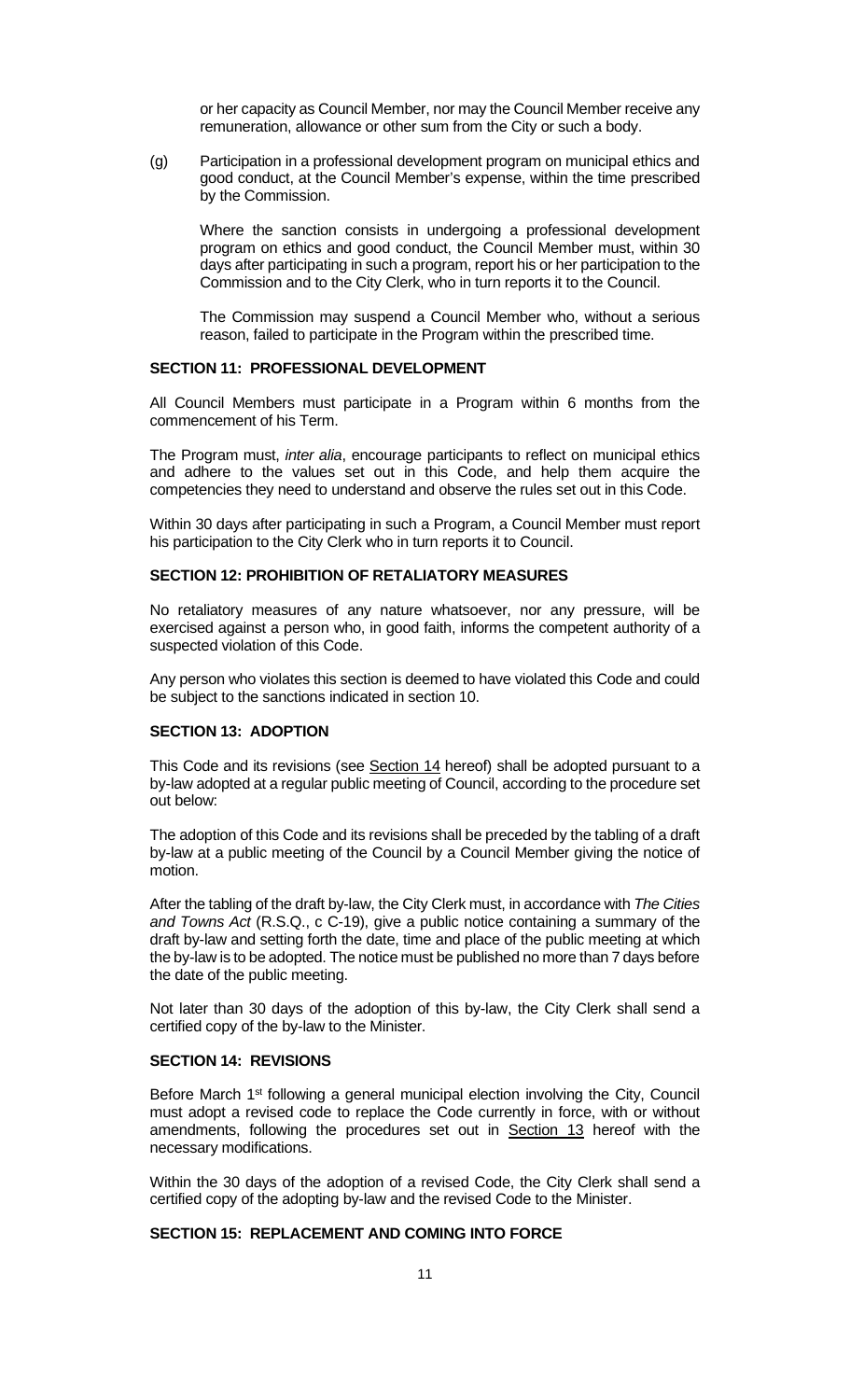or her capacity as Council Member, nor may the Council Member receive any remuneration, allowance or other sum from the City or such a body.

(g) Participation in a professional development program on municipal ethics and good conduct, at the Council Member's expense, within the time prescribed by the Commission.

Where the sanction consists in undergoing a professional development program on ethics and good conduct, the Council Member must, within 30 days after participating in such a program, report his or her participation to the Commission and to the City Clerk, who in turn reports it to the Council.

The Commission may suspend a Council Member who, without a serious reason, failed to participate in the Program within the prescribed time.

### SECTION 11: PROFESSIONAL DEVELOPMENT

All Council Members must participate in a Program within 6 months from the commencement of his Term.

The Program must, *inter alia*, encourage participants to reflect on municipal ethics and adhere to the values set out in this Code, and help them acquire the competencies they need to understand and observe the rules set out in this Code.

Within 30 days after participating in such a Program, a Council Member must report his participation to the City Clerk who in turn reports it to Council.

### SECTION 12: PROHIBITION OF RETALIATORY MEASURES

No retaliatory measures of any nature whatsoever, nor any pressure, will be exercised against a person who, in good faith, informs the competent authority of a suspected violation of this Code.

Any person who violates this section is deemed to have violated this Code and could be subject to the sanctions indicated in section 10.

### SECTION 13: ADOPTION

This Code and its revisions (see Section 14 hereof) shall be adopted pursuant to a by-law adopted at a regular public meeting of Council, according to the procedure set out below:

The adoption of this Code and its revisions shall be preceded by the tabling of a draft by-law at a public meeting of the Council by a Council Member giving the notice of motion.

After the tabling of the draft by-law, the City Clerk must, in accordance with *The Cities and Towns Act* (R.S.Q., c C-19), give a public notice containing a summary of the draft by-law and setting forth the date, time and place of the public meeting at which the by-law is to be adopted. The notice must be published no more than 7 days before the date of the public meeting.

Not later than 30 days of the adoption of this by-law, the City Clerk shall send a certified copy of the by-law to the Minister.

### SECTION 14: REVISIONS

Before March 1st following a general municipal election involving the City, Council must adopt a revised code to replace the Code currently in force, with or without amendments, following the procedures set out in Section 13 hereof with the necessary modifications.

Within the 30 days of the adoption of a revised Code, the City Clerk shall send a certified copy of the adopting by-law and the revised Code to the Minister.

### SECTION 15: REPLACEMENT AND COMING INTO FORCE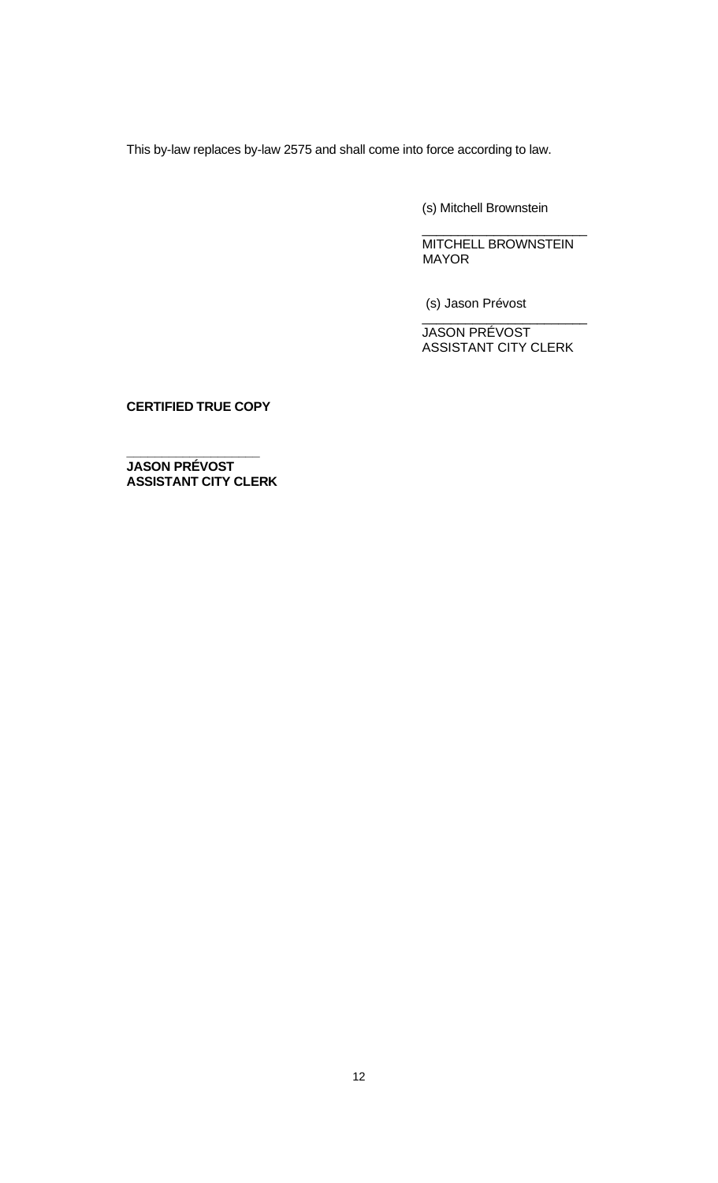This by-law replaces by-law 2575 and shall come into force according to law.

(s) Mitchell Brownstein

______________________
MITCHELL BROWNSTEIN
MAYOR

(s) Jason Prévost

______________________
JASON PRÉVOST
ASSISTANT CITY CLERK

**CERTIFIED TRUE COPY**

**__________________**
**JASON PRÉVOST**
**ASSISTANT CITY CLERK**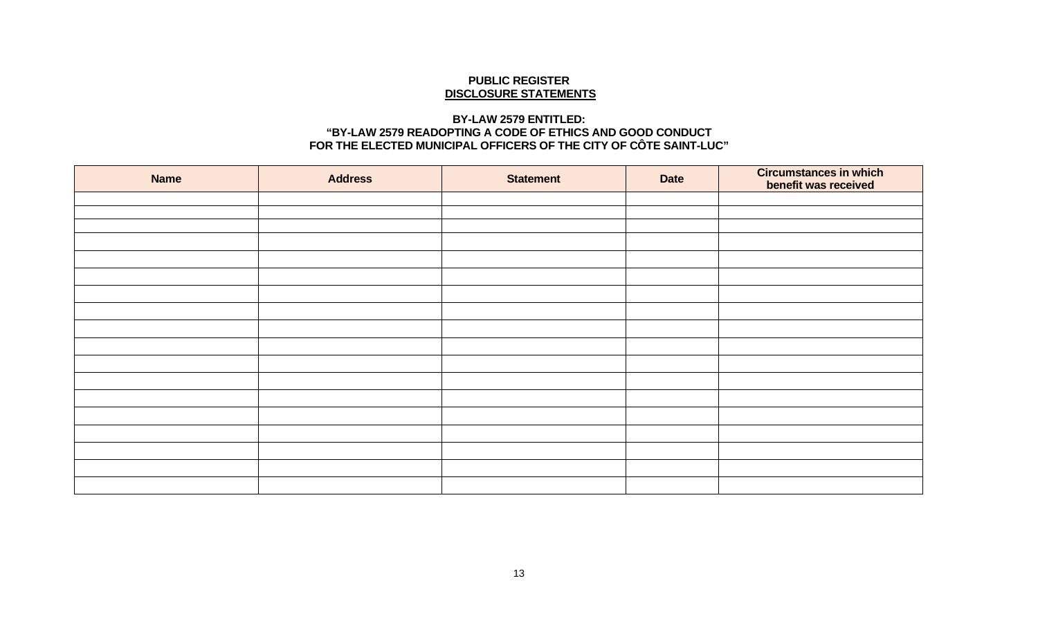**PUBLIC REGISTER**
**DISCLOSURE STATEMENTS**

**BY-LAW 2579 ENTITLED:**
**"BY-LAW 2579 READOPTING A CODE OF ETHICS AND GOOD CONDUCT FOR THE ELECTED MUNICIPAL OFFICERS OF THE CITY OF CÔTE SAINT-LUC"**

| Name | Address | Statement | Date | Circumstances in which benefit was received |
|---|---|---|---|---|
| | | | | |
| | | | | |
| | | | | |
| | | | | |
| | | | | |
| | | | | |
| | | | | |
| | | | | |
| | | | | |
| | | | | |
| | | | | |
| | | | | |
| | | | | |
| | | | | |
| | | | | |
| | | | | |
| | | | | |
| | | | | |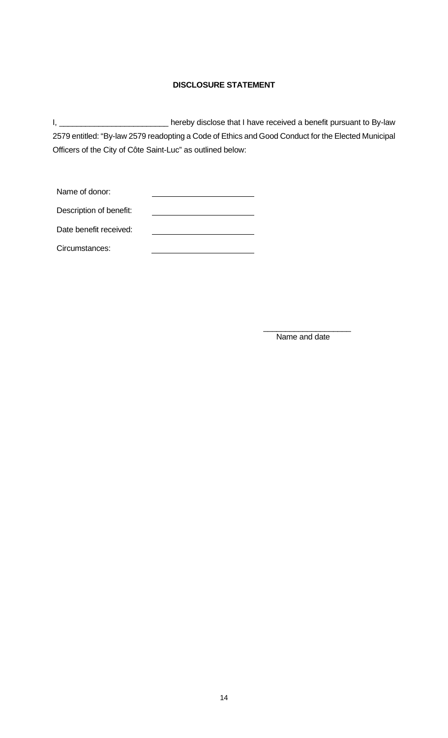**DISCLOSURE STATEMENT**

I, _________________________ hereby disclose that I have received a benefit pursuant to By-law 2579 entitled: "By-law 2579 readopting a Code of Ethics and Good Conduct for the Elected Municipal Officers of the City of Côte Saint-Luc" as outlined below:

Name of donor: ________________________

Description of benefit: ________________________

Date benefit received: ________________________

Circumstances: ________________________

____________________

Name and date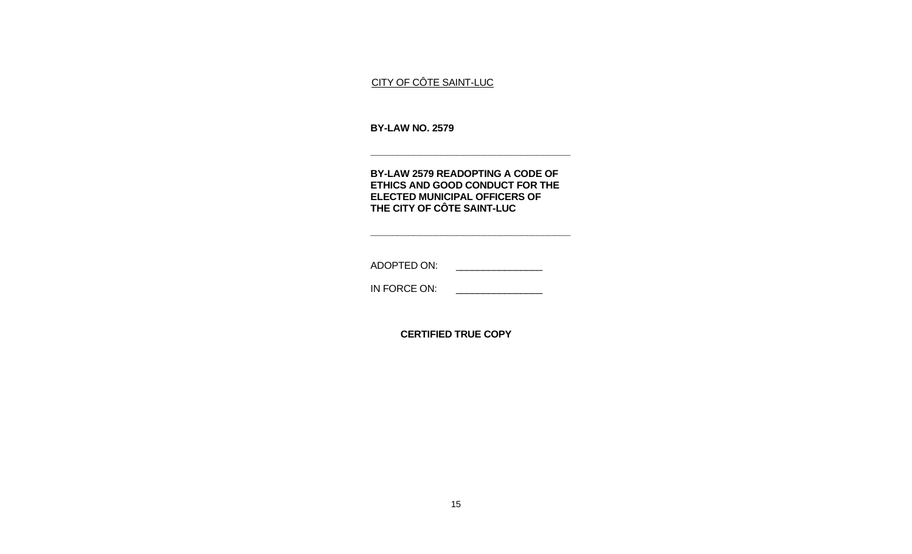CITY OF CÔTE SAINT-LUC

**BY-LAW NO. 2579**

---

**BY-LAW 2579 READOPTING A CODE OF ETHICS AND GOOD CONDUCT FOR THE ELECTED MUNICIPAL OFFICERS OF THE CITY OF CÔTE SAINT-LUC**

---

ADOPTED ON: _______________

IN FORCE ON: _______________

**CERTIFIED TRUE COPY**